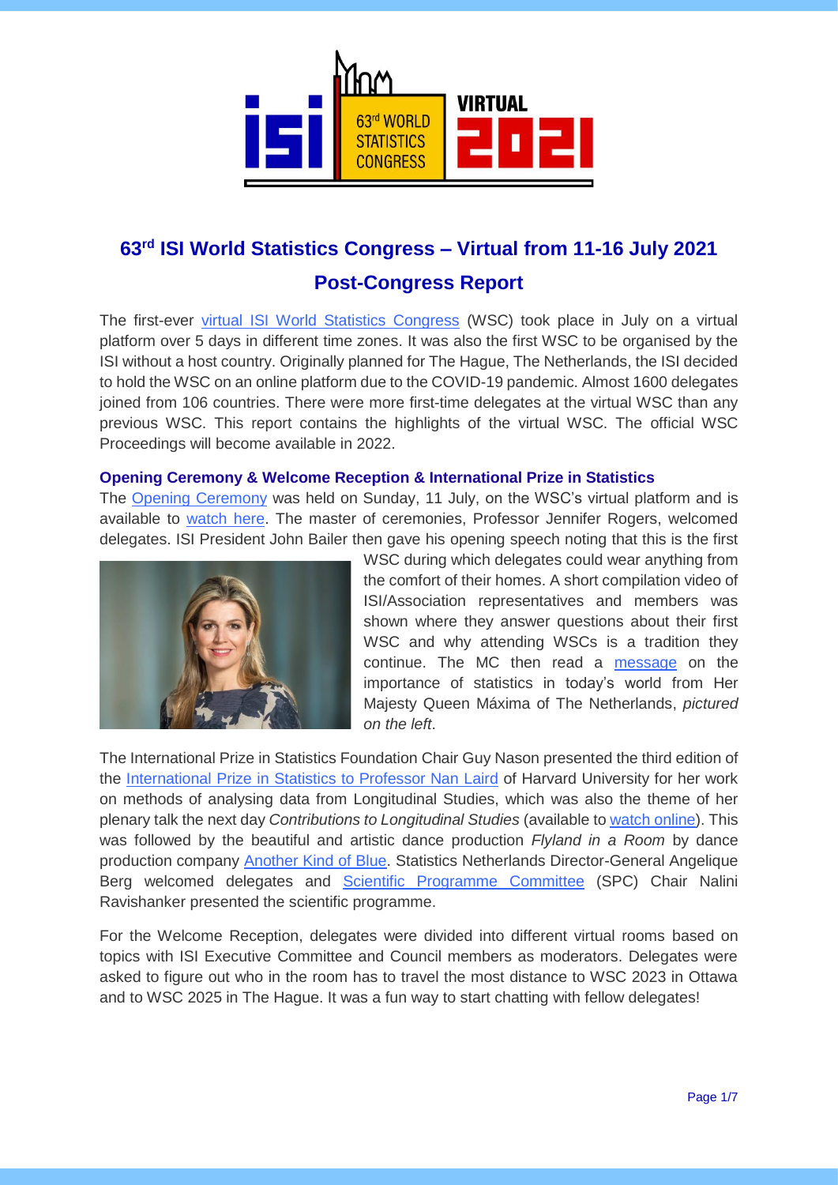# 63rd ISI World Statistics Congress – Virtual from 11-16 July 2021

## Post-Congress Report

The first-ever virtual ISI World Statistics Congress (WSC) took place in July on a virtual platform over 5 days in different time zones. It was also the first WSC to be organised by the ISI without a host country. Originally planned for The Hague, The Netherlands, the ISI decided to hold the WSC on an online platform due to the COVID-19 pandemic. Almost 1600 delegates joined from 106 countries. There were more first-time delegates at the virtual WSC than any previous WSC. This report contains the highlights of the virtual WSC. The official WSC Proceedings will become available in 2022.

### Opening Ceremony & Welcome Reception & International Prize in Statistics

The Opening Ceremony was held on Sunday, 11 July, on the WSC's virtual platform and is available to watch here. The master of ceremonies, Professor Jennifer Rogers, welcomed delegates. ISI President John Bailer then gave his opening speech noting that this is the first WSC during which delegates could wear anything from the comfort of their homes. A short compilation video of ISI/Association representatives and members was shown where they answer questions about their first WSC and why attending WSCs is a tradition they continue. The MC then read a message on the importance of statistics in today's world from Her Majesty Queen Máxima of The Netherlands, *pictured on the left*.

The International Prize in Statistics Foundation Chair Guy Nason presented the third edition of the International Prize in Statistics to Professor Nan Laird of Harvard University for her work on methods of analysing data from Longitudinal Studies, which was also the theme of her plenary talk the next day *Contributions to Longitudinal Studies* (available to watch online). This was followed by the beautiful and artistic dance production *Flyland in a Room* by dance production company Another Kind of Blue. Statistics Netherlands Director-General Angelique Berg welcomed delegates and Scientific Programme Committee (SPC) Chair Nalini Ravishanker presented the scientific programme.

For the Welcome Reception, delegates were divided into different virtual rooms based on topics with ISI Executive Committee and Council members as moderators. Delegates were asked to figure out who in the room has to travel the most distance to WSC 2023 in Ottawa and to WSC 2025 in The Hague. It was a fun way to start chatting with fellow delegates!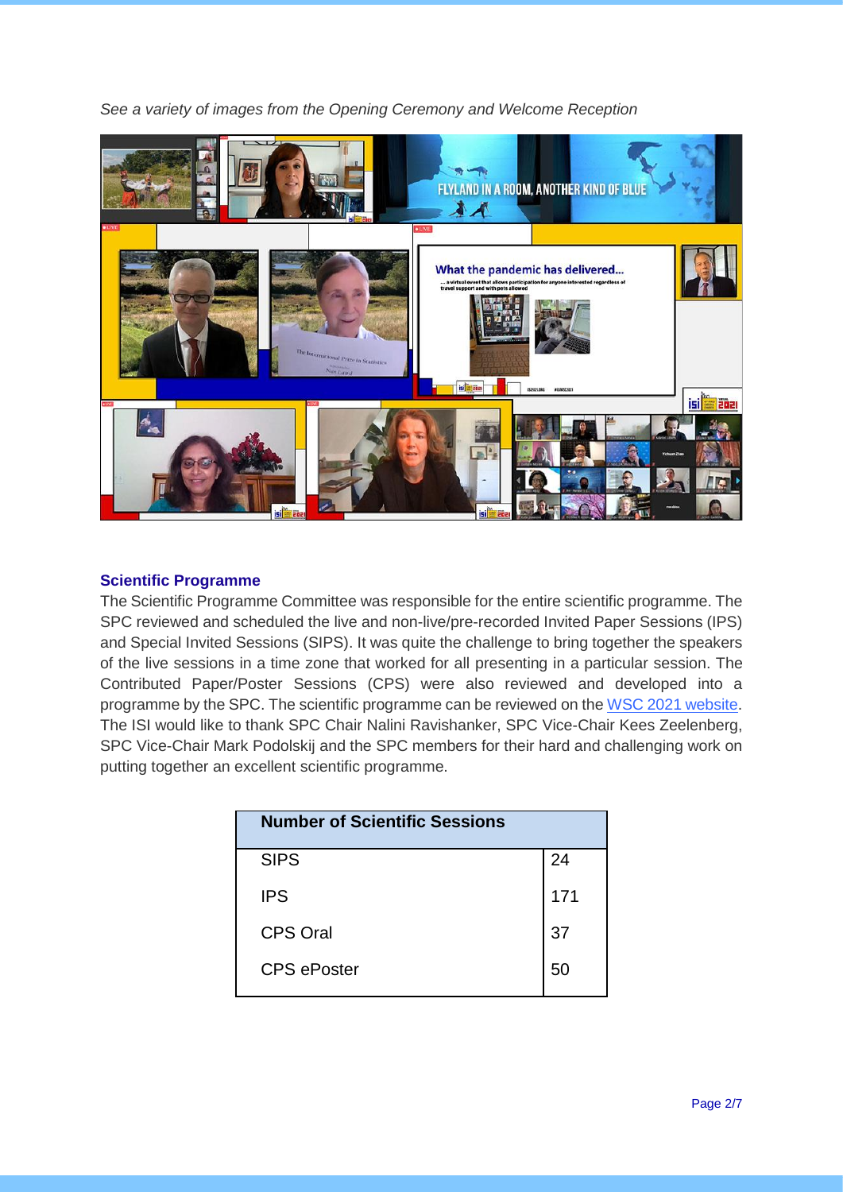*See a variety of images from the Opening Ceremony and Welcome Reception*

### Scientific Programme

The Scientific Programme Committee was responsible for the entire scientific programme. The SPC reviewed and scheduled the live and non-live/pre-recorded Invited Paper Sessions (IPS) and Special Invited Sessions (SIPS). It was quite the challenge to bring together the speakers of the live sessions in a time zone that worked for all presenting in a particular session. The Contributed Paper/Poster Sessions (CPS) were also reviewed and developed into a programme by the SPC. The scientific programme can be reviewed on the WSC 2021 website. The ISI would like to thank SPC Chair Nalini Ravishanker, SPC Vice-Chair Kees Zeelenberg, SPC Vice-Chair Mark Podolskij and the SPC members for their hard and challenging work on putting together an excellent scientific programme.

| Number of Scientific Sessions | |
| --- | --- |
| SIPS | 24 |
| IPS | 171 |
| CPS Oral | 37 |
| CPS ePoster | 50 |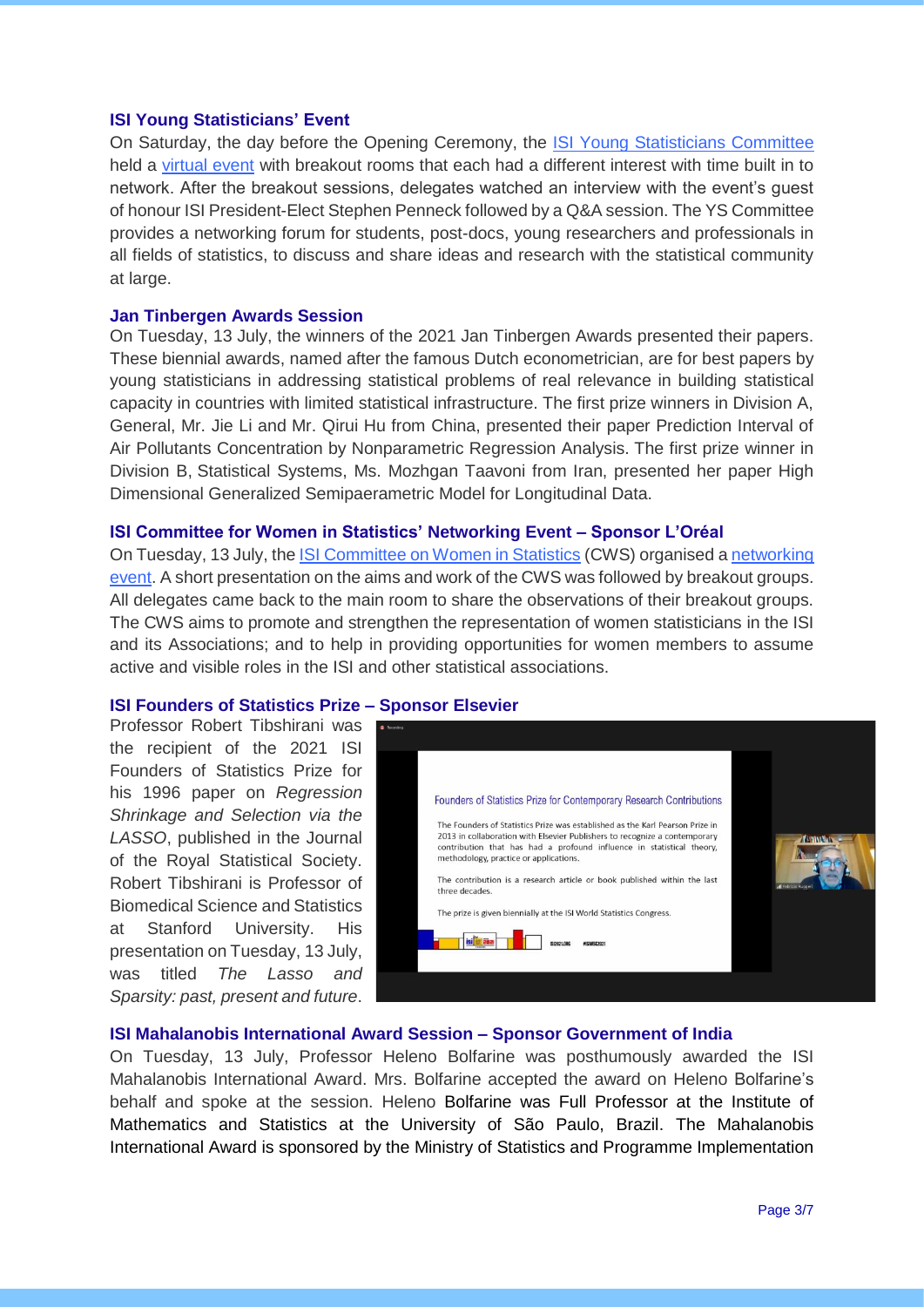### ISI Young Statisticians' Event

On Saturday, the day before the Opening Ceremony, the ISI Young Statisticians Committee held a virtual event with breakout rooms that each had a different interest with time built in to network. After the breakout sessions, delegates watched an interview with the event's guest of honour ISI President-Elect Stephen Penneck followed by a Q&A session. The YS Committee provides a networking forum for students, post-docs, young researchers and professionals in all fields of statistics, to discuss and share ideas and research with the statistical community at large.

### Jan Tinbergen Awards Session

On Tuesday, 13 July, the winners of the 2021 Jan Tinbergen Awards presented their papers. These biennial awards, named after the famous Dutch econometrician, are for best papers by young statisticians in addressing statistical problems of real relevance in building statistical capacity in countries with limited statistical infrastructure. The first prize winners in Division A, General, Mr. Jie Li and Mr. Qirui Hu from China, presented their paper Prediction Interval of Air Pollutants Concentration by Nonparametric Regression Analysis. The first prize winner in Division B, Statistical Systems, Ms. Mozhgan Taavoni from Iran, presented her paper High Dimensional Generalized Semipaeramettric Model for Longitudinal Data.

### ISI Committee for Women in Statistics' Networking Event – Sponsor L'Oréal

On Tuesday, 13 July, the ISI Committee on Women in Statistics (CWS) organised a networking event. A short presentation on the aims and work of the CWS was followed by breakout groups. All delegates came back to the main room to share the observations of their breakout groups. The CWS aims to promote and strengthen the representation of women statisticians in the ISI and its Associations; and to help in providing opportunities for women members to assume active and visible roles in the ISI and other statistical associations.

### ISI Founders of Statistics Prize – Sponsor Elsevier

Professor Robert Tibshirani was the recipient of the 2021 ISI Founders of Statistics Prize for his 1996 paper on *Regression Shrinkage and Selection via the LASSO*, published in the Journal of the Royal Statistical Society. Robert Tibshirani is Professor of Biomedical Science and Statistics at Stanford University. His presentation on Tuesday, 13 July, was titled *The Lasso and Sparsity: past, present and future*.

### ISI Mahalanobis International Award Session – Sponsor Government of India

On Tuesday, 13 July, Professor Heleno Bolfarine was posthumously awarded the ISI Mahalanobis International Award. Mrs. Bolfarine accepted the award on Heleno Bolfarine's behalf and spoke at the session. Heleno Bolfarine was Full Professor at the Institute of Mathematics and Statistics at the University of São Paulo, Brazil. The Mahalanobis International Award is sponsored by the Ministry of Statistics and Programme Implementation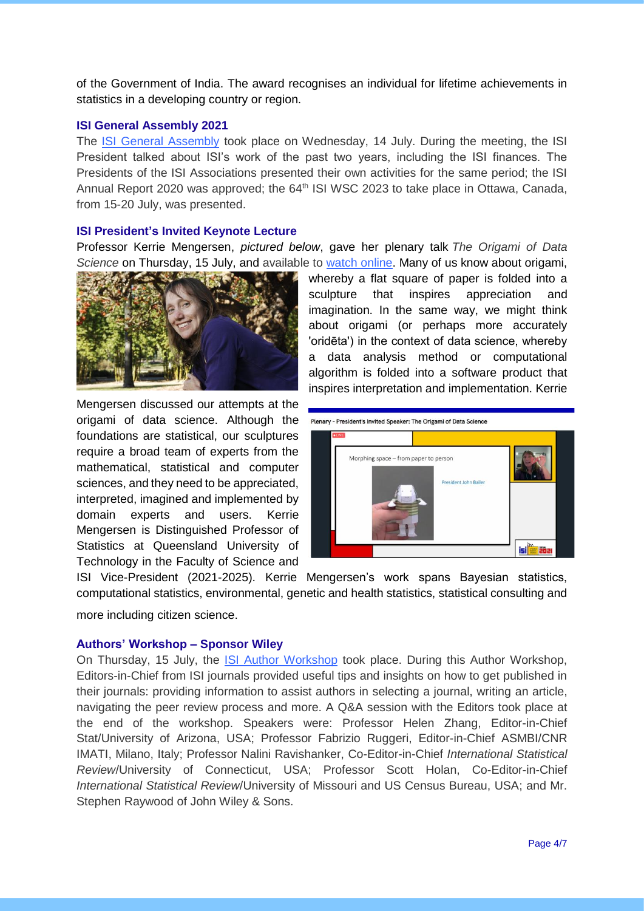of the Government of India. The award recognises an individual for lifetime achievements in statistics in a developing country or region.

### ISI General Assembly 2021

The ISI General Assembly took place on Wednesday, 14 July. During the meeting, the ISI President talked about ISI's work of the past two years, including the ISI finances. The Presidents of the ISI Associations presented their own activities for the same period; the ISI Annual Report 2020 was approved; the 64th ISI WSC 2023 to take place in Ottawa, Canada, from 15-20 July, was presented.

### ISI President's Invited Keynote Lecture

Professor Kerrie Mengersen, *pictured below*, gave her plenary talk *The Origami of Data Science* on Thursday, 15 July, and available to watch online. Many of us know about origami, whereby a flat square of paper is folded into a sculpture that inspires appreciation and imagination. In the same way, we might think about origami (or perhaps more accurately 'oridēta') in the context of data science, whereby a data analysis method or computational algorithm is folded into a software product that inspires interpretation and implementation. Kerrie Mengersen discussed our attempts at the origami of data science. Although the foundations are statistical, our sculptures require a broad team of experts from the mathematical, statistical and computer sciences, and they need to be appreciated, interpreted, imagined and implemented by domain experts and users. Kerrie Mengersen is Distinguished Professor of Statistics at Queensland University of Technology in the Faculty of Science and ISI Vice-President (2021-2025). Kerrie Mengersen's work spans Bayesian statistics, computational statistics, environmental, genetic and health statistics, statistical consulting and more including citizen science.

### Authors' Workshop – Sponsor Wiley

On Thursday, 15 July, the ISI Author Workshop took place. During this Author Workshop, Editors-in-Chief from ISI journals provided useful tips and insights on how to get published in their journals: providing information to assist authors in selecting a journal, writing an article, navigating the peer review process and more. A Q&A session with the Editors took place at the end of the workshop. Speakers were: Professor Helen Zhang, Editor-in-Chief Stat/University of Arizona, USA; Professor Fabrizio Ruggeri, Editor-in-Chief ASMBI/CNR IMATI, Milano, Italy; Professor Nalini Ravishanker, Co-Editor-in-Chief *International Statistical Review*/University of Connecticut, USA; Professor Scott Holan, Co-Editor-in-Chief *International Statistical Review*/University of Missouri and US Census Bureau, USA; and Mr. Stephen Raywood of John Wiley & Sons.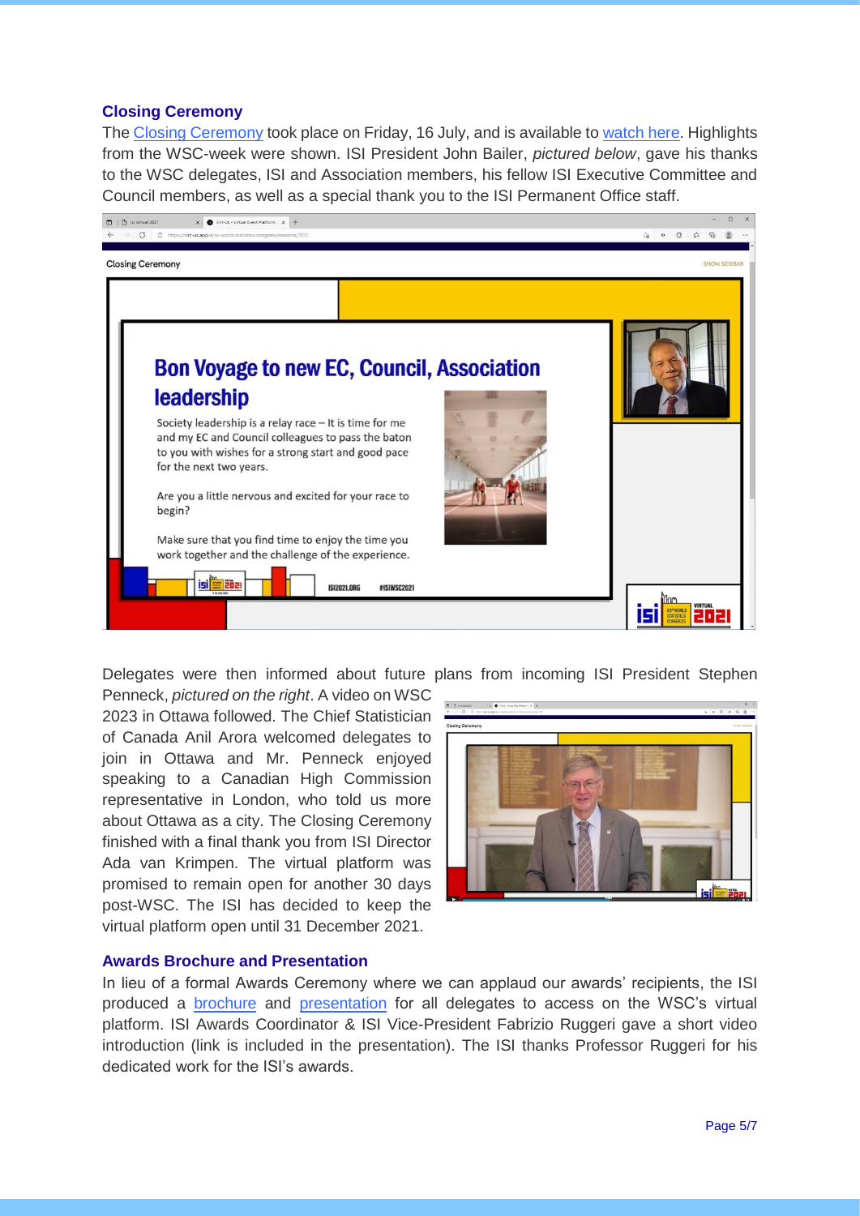### Closing Ceremony

The Closing Ceremony took place on Friday, 16 July, and is available to watch here. Highlights from the WSC-week were shown. ISI President John Bailer, *pictured below*, gave his thanks to the WSC delegates, ISI and Association members, his fellow ISI Executive Committee and Council members, as well as a special thank you to the ISI Permanent Office staff.

Delegates were then informed about future plans from incoming ISI President Stephen Penneck, *pictured on the right*. A video on WSC 2023 in Ottawa followed. The Chief Statistician of Canada Anil Arora welcomed delegates to join in Ottawa and Mr. Penneck enjoyed speaking to a Canadian High Commission representative in London, who told us more about Ottawa as a city. The Closing Ceremony finished with a final thank you from ISI Director Ada van Krimpen. The virtual platform was promised to remain open for another 30 days post-WSC. The ISI has decided to keep the virtual platform open until 31 December 2021.

### Awards Brochure and Presentation

In lieu of a formal Awards Ceremony where we can applaud our awards' recipients, the ISI produced a brochure and presentation for all delegates to access on the WSC's virtual platform. ISI Awards Coordinator & ISI Vice-President Fabrizio Ruggeri gave a short video introduction (link is included in the presentation). The ISI thanks Professor Ruggeri for his dedicated work for the ISI's awards.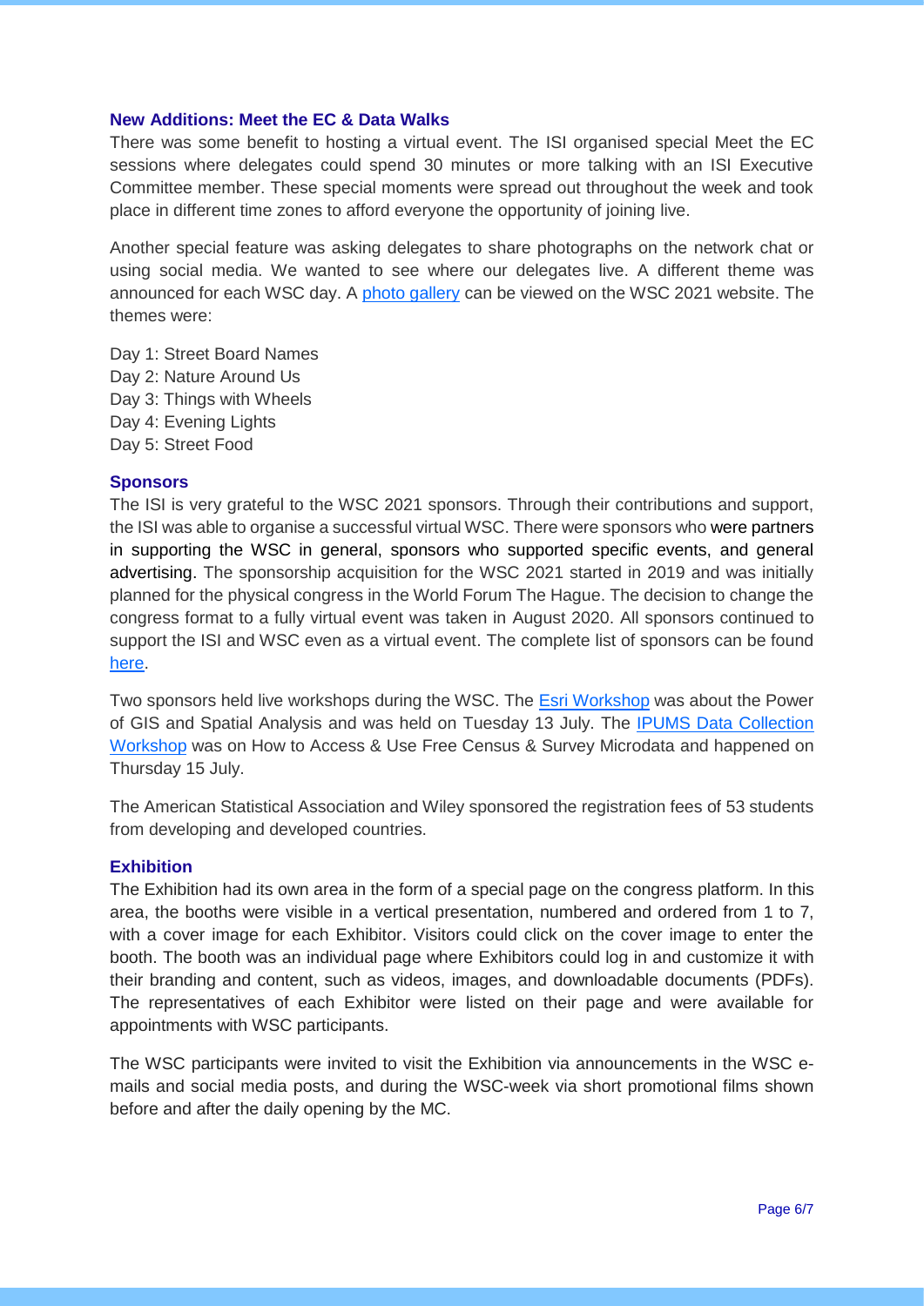### New Additions: Meet the EC & Data Walks

There was some benefit to hosting a virtual event. The ISI organised special Meet the EC sessions where delegates could spend 30 minutes or more talking with an ISI Executive Committee member. These special moments were spread out throughout the week and took place in different time zones to afford everyone the opportunity of joining live.

Another special feature was asking delegates to share photographs on the network chat or using social media. We wanted to see where our delegates live. A different theme was announced for each WSC day. A photo gallery can be viewed on the WSC 2021 website. The themes were:

Day 1: Street Board Names
Day 2: Nature Around Us
Day 3: Things with Wheels
Day 4: Evening Lights
Day 5: Street Food

### Sponsors

The ISI is very grateful to the WSC 2021 sponsors. Through their contributions and support, the ISI was able to organise a successful virtual WSC. There were sponsors who were partners in supporting the WSC in general, sponsors who supported specific events, and general advertising. The sponsorship acquisition for the WSC 2021 started in 2019 and was initially planned for the physical congress in the World Forum The Hague. The decision to change the congress format to a fully virtual event was taken in August 2020. All sponsors continued to support the ISI and WSC even as a virtual event. The complete list of sponsors can be found here.

Two sponsors held live workshops during the WSC. The Esri Workshop was about the Power of GIS and Spatial Analysis and was held on Tuesday 13 July. The IPUMS Data Collection Workshop was on How to Access & Use Free Census & Survey Microdata and happened on Thursday 15 July.

The American Statistical Association and Wiley sponsored the registration fees of 53 students from developing and developed countries.

### Exhibition

The Exhibition had its own area in the form of a special page on the congress platform. In this area, the booths were visible in a vertical presentation, numbered and ordered from 1 to 7, with a cover image for each Exhibitor. Visitors could click on the cover image to enter the booth. The booth was an individual page where Exhibitors could log in and customize it with their branding and content, such as videos, images, and downloadable documents (PDFs). The representatives of each Exhibitor were listed on their page and were available for appointments with WSC participants.

The WSC participants were invited to visit the Exhibition via announcements in the WSC e-mails and social media posts, and during the WSC-week via short promotional films shown before and after the daily opening by the MC.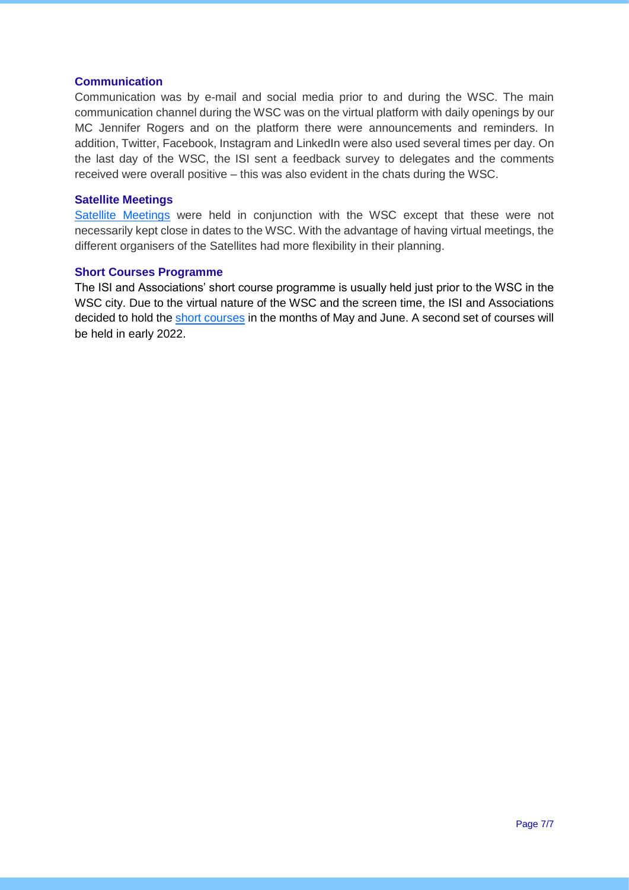### Communication

Communication was by e-mail and social media prior to and during the WSC. The main communication channel during the WSC was on the virtual platform with daily openings by our MC Jennifer Rogers and on the platform there were announcements and reminders. In addition, Twitter, Facebook, Instagram and LinkedIn were also used several times per day. On the last day of the WSC, the ISI sent a feedback survey to delegates and the comments received were overall positive – this was also evident in the chats during the WSC.

### Satellite Meetings

Satellite Meetings were held in conjunction with the WSC except that these were not necessarily kept close in dates to the WSC. With the advantage of having virtual meetings, the different organisers of the Satellites had more flexibility in their planning.

### Short Courses Programme

The ISI and Associations' short course programme is usually held just prior to the WSC in the WSC city. Due to the virtual nature of the WSC and the screen time, the ISI and Associations decided to hold the short courses in the months of May and June. A second set of courses will be held in early 2022.